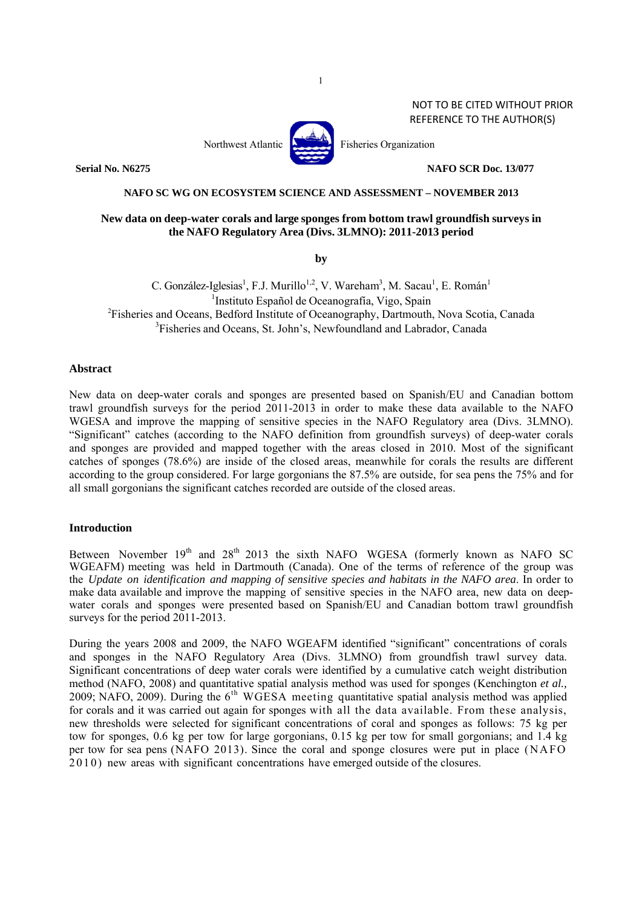NOT TO BE CITED WITHOUT PRIOR REFERENCE TO THE AUTHOR(S)

Northwest Atlantic Fisheries Organization

**Serial No. N6275** **NAFO SCR Doc. 13/077**

**NAFO SC WG ON ECOSYSTEM SCIENCE AND ASSESSMENT – NOVEMBER 2013**

# New data on deep-water corals and large sponges from bottom trawl groundfish surveys in the NAFO Regulatory Area (Divs. 3LMNO): 2011-2013 period

**by**

C. González-Iglesias[1], F.J. Murillo[1,2], V. Wareham[3], M. Sacau[1], E. Román[1]

[1]Instituto Español de Oceanografía, Vigo, Spain
[2]Fisheries and Oceans, Bedford Institute of Oceanography, Dartmouth, Nova Scotia, Canada
[3]Fisheries and Oceans, St. John's, Newfoundland and Labrador, Canada

## Abstract

New data on deep-water corals and sponges are presented based on Spanish/EU and Canadian bottom trawl groundfish surveys for the period 2011-2013 in order to make these data available to the NAFO WGESA and improve the mapping of sensitive species in the NAFO Regulatory area (Divs. 3LMNO). "Significant" catches (according to the NAFO definition from groundfish surveys) of deep-water corals and sponges are provided and mapped together with the areas closed in 2010. Most of the significant catches of sponges (78.6%) are inside of the closed areas, meanwhile for corals the results are different according to the group considered. For large gorgonians the 87.5% are outside, for sea pens the 75% and for all small gorgonians the significant catches recorded are outside of the closed areas.

## Introduction

Between November 19th and 28th 2013 the sixth NAFO WGESA (formerly known as NAFO SC WGEAFM) meeting was held in Dartmouth (Canada). One of the terms of reference of the group was the *Update on identification and mapping of sensitive species and habitats in the NAFO area*. In order to make data available and improve the mapping of sensitive species in the NAFO area, new data on deep-water corals and sponges were presented based on Spanish/EU and Canadian bottom trawl groundfish surveys for the period 2011-2013.

During the years 2008 and 2009, the NAFO WGEAFM identified "significant" concentrations of corals and sponges in the NAFO Regulatory Area (Divs. 3LMNO) from groundfish trawl survey data. Significant concentrations of deep water corals were identified by a cumulative catch weight distribution method (NAFO, 2008) and quantitative spatial analysis method was used for sponges (Kenchington *et al.,* 2009; NAFO, 2009). During the 6th WGESA meeting quantitative spatial analysis method was applied for corals and it was carried out again for sponges with all the data available. From these analysis, new thresholds were selected for significant concentrations of coral and sponges as follows: 75 kg per tow for sponges, 0.6 kg per tow for large gorgonians, 0.15 kg per tow for small gorgonians; and 1.4 kg per tow for sea pens (NAFO 2013). Since the coral and sponge closures were put in place (NAFO 2010) new areas with significant concentrations have emerged outside of the closures.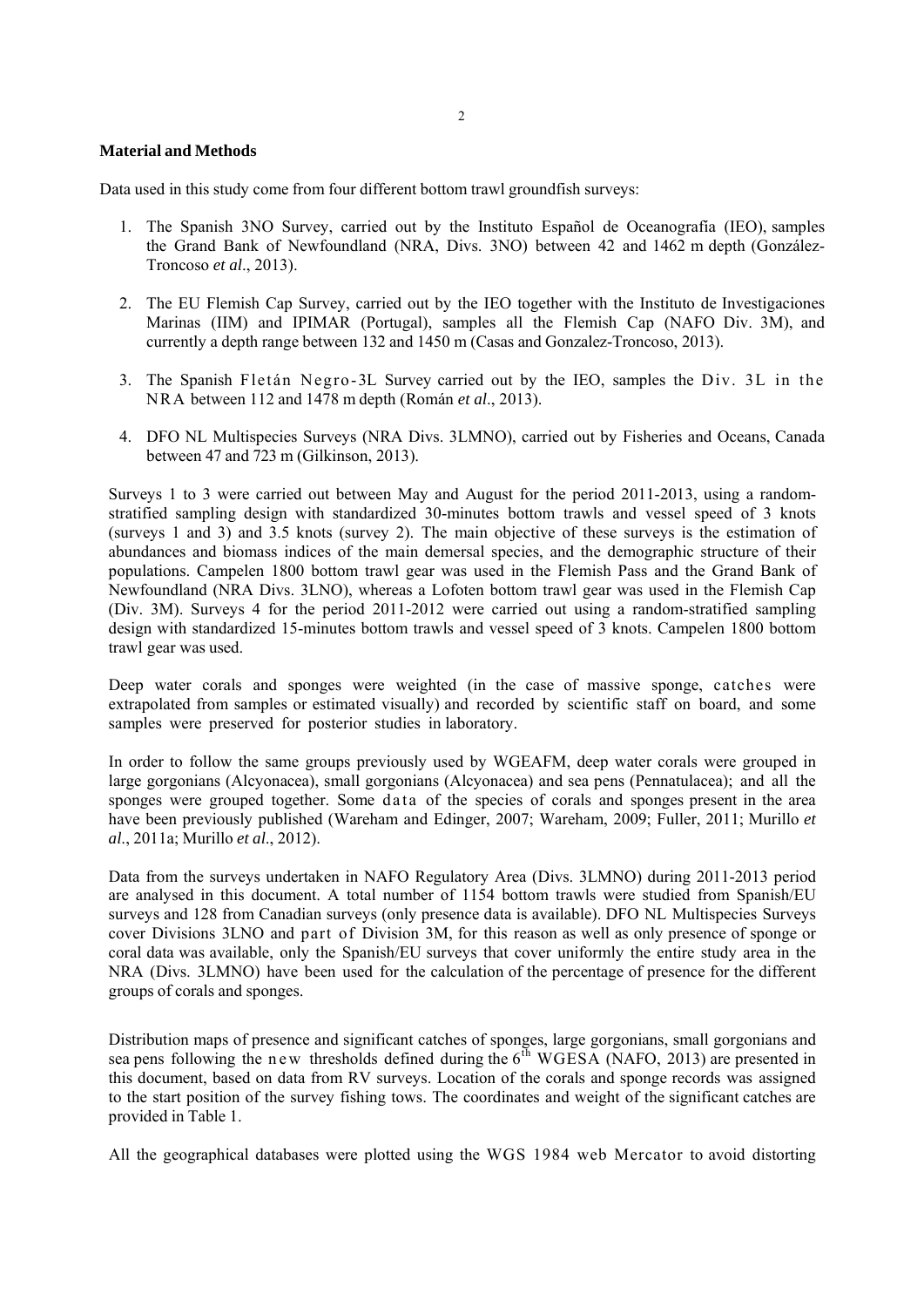**Material and Methods**

Data used in this study come from four different bottom trawl groundfish surveys:

1. The Spanish 3NO Survey, carried out by the Instituto Español de Oceanografía (IEO), samples the Grand Bank of Newfoundland (NRA, Divs. 3NO) between 42 and 1462 m depth (González-Troncoso *et al*., 2013).

2. The EU Flemish Cap Survey, carried out by the IEO together with the Instituto de Investigaciones Marinas (IIM) and IPIMAR (Portugal), samples all the Flemish Cap (NAFO Div. 3M), and currently a depth range between 132 and 1450 m (Casas and Gonzalez-Troncoso, 2013).

3. The Spanish Fletán Negro-3L Survey carried out by the IEO, samples the Div. 3L in the NRA between 112 and 1478 m depth (Román *et al*., 2013).

4. DFO NL Multispecies Surveys (NRA Divs. 3LMNO), carried out by Fisheries and Oceans, Canada between 47 and 723 m (Gilkinson, 2013).

Surveys 1 to 3 were carried out between May and August for the period 2011-2013, using a random-stratified sampling design with standardized 30-minutes bottom trawls and vessel speed of 3 knots (surveys 1 and 3) and 3.5 knots (survey 2). The main objective of these surveys is the estimation of abundances and biomass indices of the main demersal species, and the demographic structure of their populations. Campelen 1800 bottom trawl gear was used in the Flemish Pass and the Grand Bank of Newfoundland (NRA Divs. 3LNO), whereas a Lofoten bottom trawl gear was used in the Flemish Cap (Div. 3M). Surveys 4 for the period 2011-2012 were carried out using a random-stratified sampling design with standardized 15-minutes bottom trawls and vessel speed of 3 knots. Campelen 1800 bottom trawl gear was used.

Deep water corals and sponges were weighted (in the case of massive sponge, catches were extrapolated from samples or estimated visually) and recorded by scientific staff on board, and some samples were preserved for posterior studies in laboratory.

In order to follow the same groups previously used by WGEAFM, deep water corals were grouped in large gorgonians (Alcyonacea), small gorgonians (Alcyonacea) and sea pens (Pennatulacea); and all the sponges were grouped together. Some data of the species of corals and sponges present in the area have been previously published (Wareham and Edinger, 2007; Wareham, 2009; Fuller, 2011; Murillo *et al*., 2011a; Murillo *et al*., 2012).

Data from the surveys undertaken in NAFO Regulatory Area (Divs. 3LMNO) during 2011-2013 period are analysed in this document. A total number of 1154 bottom trawls were studied from Spanish/EU surveys and 128 from Canadian surveys (only presence data is available). DFO NL Multispecies Surveys cover Divisions 3LNO and part of Division 3M, for this reason as well as only presence of sponge or coral data was available, only the Spanish/EU surveys that cover uniformly the entire study area in the NRA (Divs. 3LMNO) have been used for the calculation of the percentage of presence for the different groups of corals and sponges.

Distribution maps of presence and significant catches of sponges, large gorgonians, small gorgonians and sea pens following the new thresholds defined during the 6$^{th}$ WGESA (NAFO, 2013) are presented in this document, based on data from RV surveys. Location of the corals and sponge records was assigned to the start position of the survey fishing tows. The coordinates and weight of the significant catches are provided in Table 1.

All the geographical databases were plotted using the WGS 1984 web Mercator to avoid distorting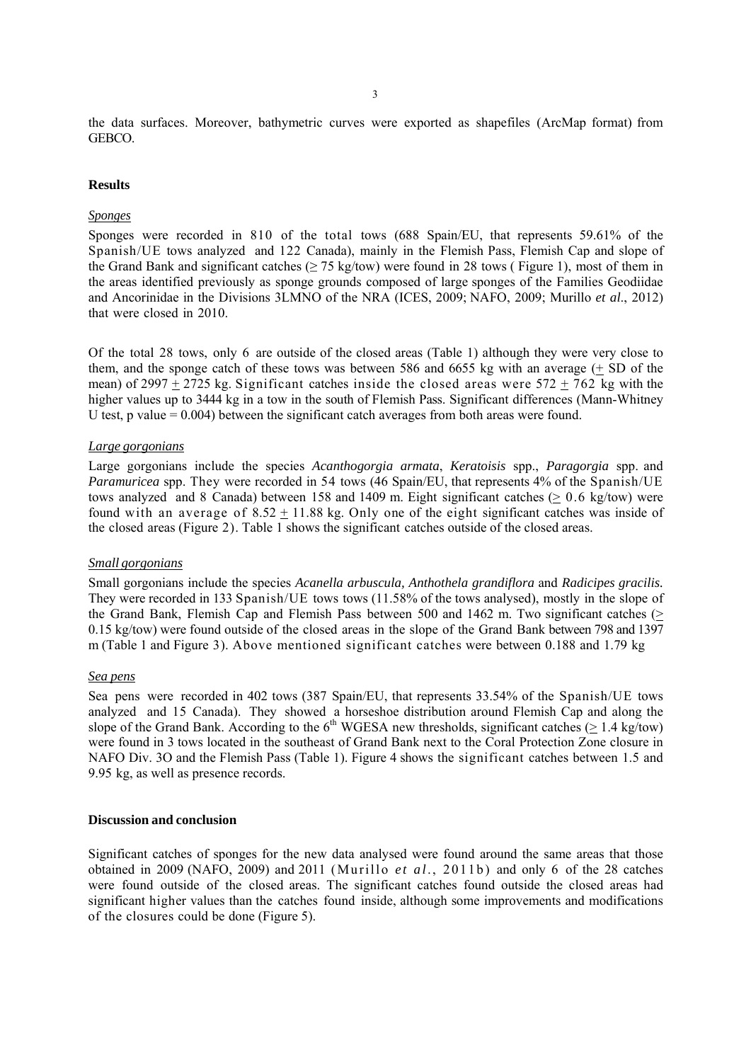the data surfaces. Moreover, bathymetric curves were exported as shapefiles (ArcMap format) from GEBCO.

## Results

### *Sponges*

Sponges were recorded in 810 of the total tows (688 Spain/EU, that represents 59.61% of the Spanish/UE tows analyzed and 122 Canada), mainly in the Flemish Pass, Flemish Cap and slope of the Grand Bank and significant catches ($\geq$ 75 kg/tow) were found in 28 tows ( Figure 1), most of them in the areas identified previously as sponge grounds composed of large sponges of the Families Geodiidae and Ancorinidae in the Divisions 3LMNO of the NRA (ICES, 2009; NAFO, 2009; Murillo *et al*., 2012) that were closed in 2010.

Of the total 28 tows, only 6 are outside of the closed areas (Table 1) although they were very close to them, and the sponge catch of these tows was between 586 and 6655 kg with an average ($\pm$ SD of the mean) of 2997 $\pm$ 2725 kg. Significant catches inside the closed areas were 572 $\pm$ 762 kg with the higher values up to 3444 kg in a tow in the south of Flemish Pass. Significant differences (Mann-Whitney U test, p value = 0.004) between the significant catch averages from both areas were found.

### *Large gorgonians*

Large gorgonians include the species *Acanthogorgia armata*, *Keratoisis* spp., *Paragorgia* spp. and *Paramuricea* spp. They were recorded in 54 tows (46 Spain/EU, that represents 4% of the Spanish/UE tows analyzed and 8 Canada) between 158 and 1409 m. Eight significant catches ($\geq$ 0.6 kg/tow) were found with an average of 8.52 $\pm$ 11.88 kg. Only one of the eight significant catches was inside of the closed areas (Figure 2). Table 1 shows the significant catches outside of the closed areas.

### *Small gorgonians*

Small gorgonians include the species *Acanella arbuscula, Anthothela grandiflora* and *Radicipes gracilis.* They were recorded in 133 Spanish/UE tows tows (11.58% of the tows analysed), mostly in the slope of the Grand Bank, Flemish Cap and Flemish Pass between 500 and 1462 m. Two significant catches ($\geq$ 0.15 kg/tow) were found outside of the closed areas in the slope of the Grand Bank between 798 and 1397 m (Table 1 and Figure 3). Above mentioned significant catches were between 0.188 and 1.79 kg

### *Sea pens*

Sea pens were recorded in 402 tows (387 Spain/EU, that represents 33.54% of the Spanish/UE tows analyzed and 15 Canada). They showed a horseshoe distribution around Flemish Cap and along the slope of the Grand Bank. According to the 6th WGESA new thresholds, significant catches ($\geq$ 1.4 kg/tow) were found in 3 tows located in the southeast of Grand Bank next to the Coral Protection Zone closure in NAFO Div. 3O and the Flemish Pass (Table 1). Figure 4 shows the significant catches between 1.5 and 9.95 kg, as well as presence records.

## Discussion and conclusion

Significant catches of sponges for the new data analysed were found around the same areas that those obtained in 2009 (NAFO, 2009) and 2011 (Murillo *et al*., 2011b) and only 6 of the 28 catches were found outside of the closed areas. The significant catches found outside the closed areas had significant higher values than the catches found inside, although some improvements and modifications of the closures could be done (Figure 5).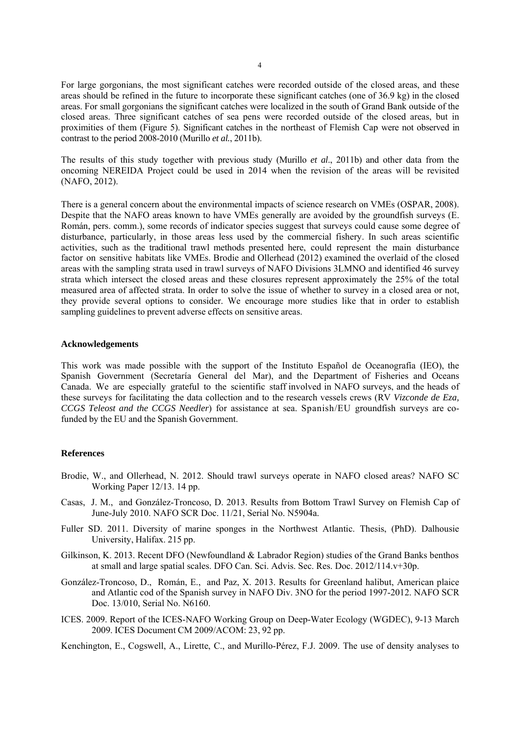For large gorgonians, the most significant catches were recorded outside of the closed areas, and these areas should be refined in the future to incorporate these significant catches (one of 36.9 kg) in the closed areas. For small gorgonians the significant catches were localized in the south of Grand Bank outside of the closed areas. Three significant catches of sea pens were recorded outside of the closed areas, but in proximities of them (Figure 5). Significant catches in the northeast of Flemish Cap were not observed in contrast to the period 2008-2010 (Murillo *et al.*, 2011b).

The results of this study together with previous study (Murillo *et al*., 2011b) and other data from the oncoming NEREIDA Project could be used in 2014 when the revision of the areas will be revisited (NAFO, 2012).

There is a general concern about the environmental impacts of science research on VMEs (OSPAR, 2008). Despite that the NAFO areas known to have VMEs generally are avoided by the groundfish surveys (E. Román, pers. comm.), some records of indicator species suggest that surveys could cause some degree of disturbance, particularly, in those areas less used by the commercial fishery. In such areas scientific activities, such as the traditional trawl methods presented here, could represent the main disturbance factor on sensitive habitats like VMEs. Brodie and Ollerhead (2012) examined the overlaid of the closed areas with the sampling strata used in trawl surveys of NAFO Divisions 3LMNO and identified 46 survey strata which intersect the closed areas and these closures represent approximately the 25% of the total measured area of affected strata. In order to solve the issue of whether to survey in a closed area or not, they provide several options to consider. We encourage more studies like that in order to establish sampling guidelines to prevent adverse effects on sensitive areas.

### Acknowledgements

This work was made possible with the support of the Instituto Español de Oceanografía (IEO), the Spanish Government (Secretaría General del Mar), and the Department of Fisheries and Oceans Canada. We are especially grateful to the scientific staff involved in NAFO surveys, and the heads of these surveys for facilitating the data collection and to the research vessels crews (RV *Vizconde de Eza, CCGS Teleost and the CCGS Needler*) for assistance at sea. Spanish/EU groundfish surveys are co-funded by the EU and the Spanish Government.

### References

Brodie, W., and Ollerhead, N. 2012. Should trawl surveys operate in NAFO closed areas? NAFO SC Working Paper 12/13. 14 pp.

Casas, J. M., and González-Troncoso, D. 2013. Results from Bottom Trawl Survey on Flemish Cap of June-July 2010. NAFO SCR Doc. 11/21, Serial No. N5904a.

Fuller SD. 2011. Diversity of marine sponges in the Northwest Atlantic. Thesis, (PhD). Dalhousie University, Halifax. 215 pp.

Gilkinson, K. 2013. Recent DFO (Newfoundland & Labrador Region) studies of the Grand Banks benthos at small and large spatial scales. DFO Can. Sci. Advis. Sec. Res. Doc. 2012/114.v+30p.

González-Troncoso, D., Román, E., and Paz, X. 2013. Results for Greenland halibut, American plaice and Atlantic cod of the Spanish survey in NAFO Div. 3NO for the period 1997-2012. NAFO SCR Doc. 13/010, Serial No. N6160.

ICES. 2009. Report of the ICES-NAFO Working Group on Deep-Water Ecology (WGDEC), 9-13 March 2009. ICES Document CM 2009/ACOM: 23, 92 pp.

Kenchington, E., Cogswell, A., Lirette, C., and Murillo-Pérez, F.J. 2009. The use of density analyses to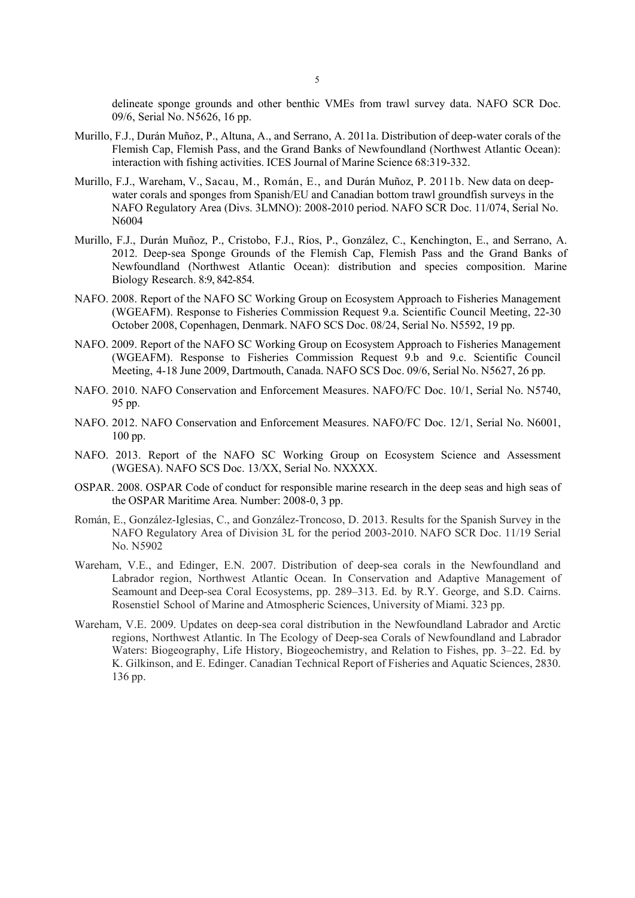delineate sponge grounds and other benthic VMEs from trawl survey data. NAFO SCR Doc. 09/6, Serial No. N5626, 16 pp.

Murillo, F.J., Durán Muñoz, P., Altuna, A., and Serrano, A. 2011a. Distribution of deep-water corals of the Flemish Cap, Flemish Pass, and the Grand Banks of Newfoundland (Northwest Atlantic Ocean): interaction with fishing activities. ICES Journal of Marine Science 68:319-332.

Murillo, F.J., Wareham, V., Sacau, M., Román, E., and Durán Muñoz, P. 2011b. New data on deep-water corals and sponges from Spanish/EU and Canadian bottom trawl groundfish surveys in the NAFO Regulatory Area (Divs. 3LMNO): 2008-2010 period. NAFO SCR Doc. 11/074, Serial No. N6004

Murillo, F.J., Durán Muñoz, P., Cristobo, F.J., Ríos, P., González, C., Kenchington, E., and Serrano, A. 2012. Deep-sea Sponge Grounds of the Flemish Cap, Flemish Pass and the Grand Banks of Newfoundland (Northwest Atlantic Ocean): distribution and species composition. Marine Biology Research. 8:9, 842-854.

NAFO. 2008. Report of the NAFO SC Working Group on Ecosystem Approach to Fisheries Management (WGEAFM). Response to Fisheries Commission Request 9.a. Scientific Council Meeting, 22-30 October 2008, Copenhagen, Denmark. NAFO SCS Doc. 08/24, Serial No. N5592, 19 pp.

NAFO. 2009. Report of the NAFO SC Working Group on Ecosystem Approach to Fisheries Management (WGEAFM). Response to Fisheries Commission Request 9.b and 9.c. Scientific Council Meeting, 4-18 June 2009, Dartmouth, Canada. NAFO SCS Doc. 09/6, Serial No. N5627, 26 pp.

NAFO. 2010. NAFO Conservation and Enforcement Measures. NAFO/FC Doc. 10/1, Serial No. N5740, 95 pp.

NAFO. 2012. NAFO Conservation and Enforcement Measures. NAFO/FC Doc. 12/1, Serial No. N6001, 100 pp.

NAFO. 2013. Report of the NAFO SC Working Group on Ecosystem Science and Assessment (WGESA). NAFO SCS Doc. 13/XX, Serial No. NXXXX.

OSPAR. 2008. OSPAR Code of conduct for responsible marine research in the deep seas and high seas of the OSPAR Maritime Area. Number: 2008-0, 3 pp.

Román, E., González-Iglesias, C., and González-Troncoso, D. 2013. Results for the Spanish Survey in the NAFO Regulatory Area of Division 3L for the period 2003-2010. NAFO SCR Doc. 11/19 Serial No. N5902

Wareham, V.E., and Edinger, E.N. 2007. Distribution of deep-sea corals in the Newfoundland and Labrador region, Northwest Atlantic Ocean. In Conservation and Adaptive Management of Seamount and Deep-sea Coral Ecosystems, pp. 289–313. Ed. by R.Y. George, and S.D. Cairns. Rosenstiel School of Marine and Atmospheric Sciences, University of Miami. 323 pp.

Wareham, V.E. 2009. Updates on deep-sea coral distribution in the Newfoundland Labrador and Arctic regions, Northwest Atlantic. In The Ecology of Deep-sea Corals of Newfoundland and Labrador Waters: Biogeography, Life History, Biogeochemistry, and Relation to Fishes, pp. 3–22. Ed. by K. Gilkinson, and E. Edinger. Canadian Technical Report of Fisheries and Aquatic Sciences, 2830. 136 pp.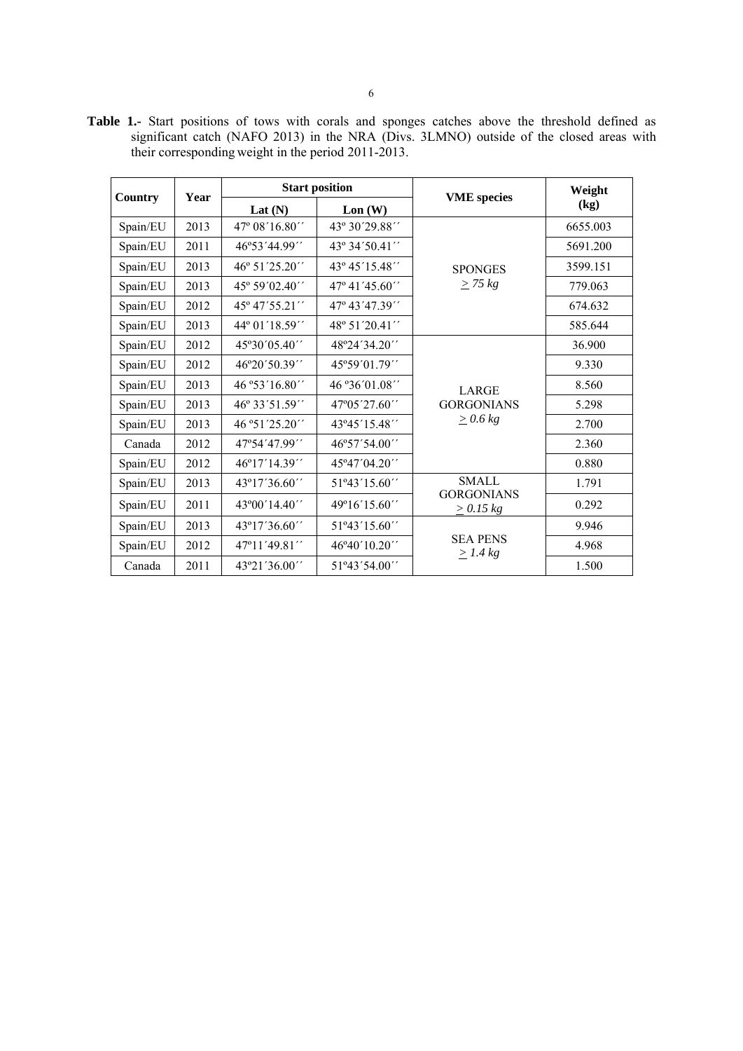**Table 1.-** Start positions of tows with corals and sponges catches above the threshold defined as significant catch (NAFO 2013) in the NRA (Divs. 3LMNO) outside of the closed areas with their corresponding weight in the period 2011-2013.

| Country | Year | Start position | | VME species | Weight (kg) |
|---|---|---|---|---|---|
| | | Lat (N) | Lon (W) | | |
| Spain/EU | 2013 | 47º 08´16.80´´ | 43º 30´29.88´´ | SPONGES ≥ *75 kg* | 6655.003 |
| Spain/EU | 2011 | 46º53´44.99´´ | 43º 34´50.41´´ | | 5691.200 |
| Spain/EU | 2013 | 46º 51´25.20´´ | 43º 45´15.48´´ | | 3599.151 |
| Spain/EU | 2013 | 45º 59´02.40´´ | 47º 41´45.60´´ | | 779.063 |
| Spain/EU | 2012 | 45º 47´55.21´´ | 47º 43´47.39´´ | | 674.632 |
| Spain/EU | 2013 | 44º 01´18.59´´ | 48º 51´20.41´´ | | 585.644 |
| Spain/EU | 2012 | 45º30´05.40´´ | 48º24´34.20´´ | LARGE GORGONIANS ≥ *0.6 kg* | 36.900 |
| Spain/EU | 2012 | 46º20´50.39´´ | 45º59´01.79´´ | | 9.330 |
| Spain/EU | 2013 | 46 º53´16.80´´ | 46 º36´01.08´´ | | 8.560 |
| Spain/EU | 2013 | 46º 33´51.59´´ | 47º05´27.60´´ | | 5.298 |
| Spain/EU | 2013 | 46 º51´25.20´´ | 43º45´15.48´´ | | 2.700 |
| Canada | 2012 | 47º54´47.99´´ | 46º57´54.00´´ | | 2.360 |
| Spain/EU | 2012 | 46º17´14.39´´ | 45º47´04.20´´ | | 0.880 |
| Spain/EU | 2013 | 43º17´36.60´´ | 51º43´15.60´´ | SMALL GORGONIANS ≥ *0.15 kg* | 1.791 |
| Spain/EU | 2011 | 43º00´14.40´´ | 49º16´15.60´´ | | 0.292 |
| Spain/EU | 2013 | 43º17´36.60´´ | 51º43´15.60´´ | SEA PENS ≥ *1.4 kg* | 9.946 |
| Spain/EU | 2012 | 47º11´49.81´´ | 46º40´10.20´´ | | 4.968 |
| Canada | 2011 | 43º21´36.00´´ | 51º43´54.00´´ | | 1.500 |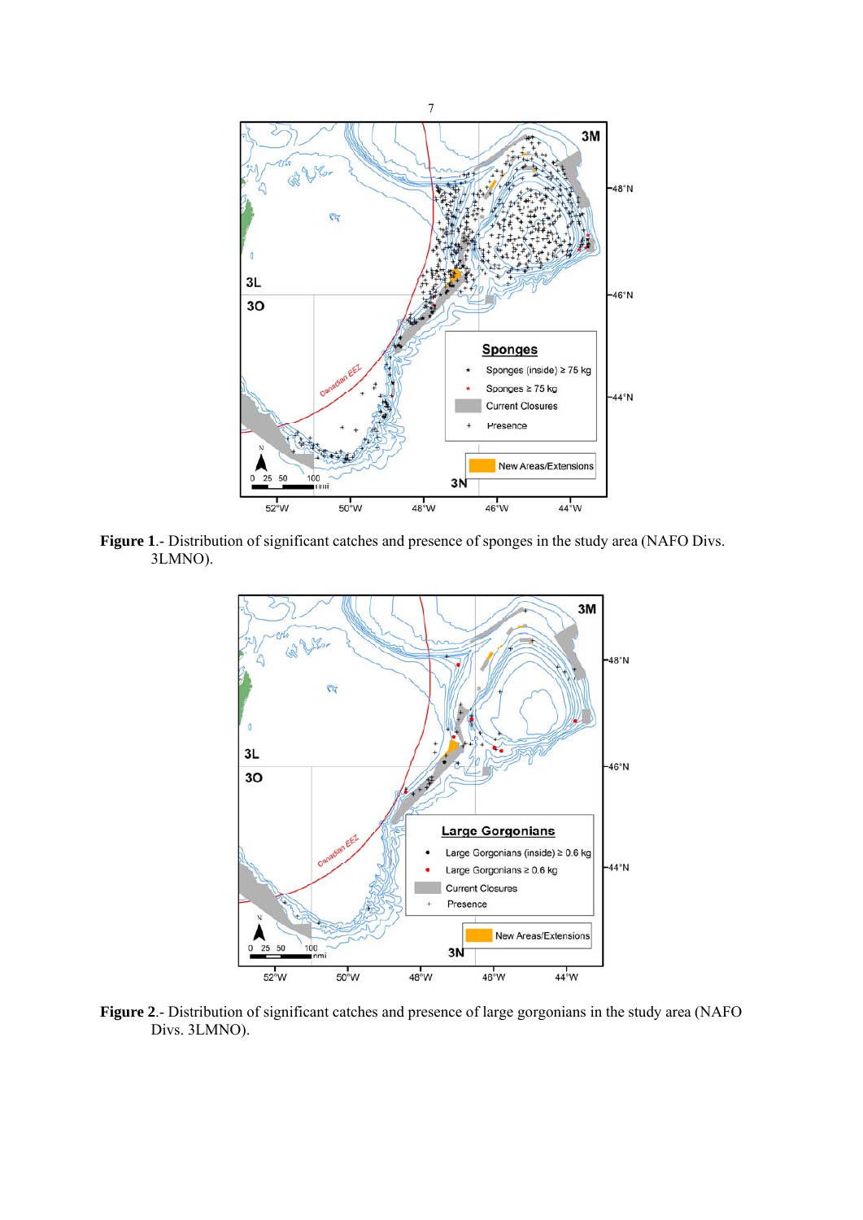**Figure 1**.- Distribution of significant catches and presence of sponges in the study area (NAFO Divs. 3LMNO).

**Figure 2**.- Distribution of significant catches and presence of large gorgonians in the study area (NAFO Divs. 3LMNO).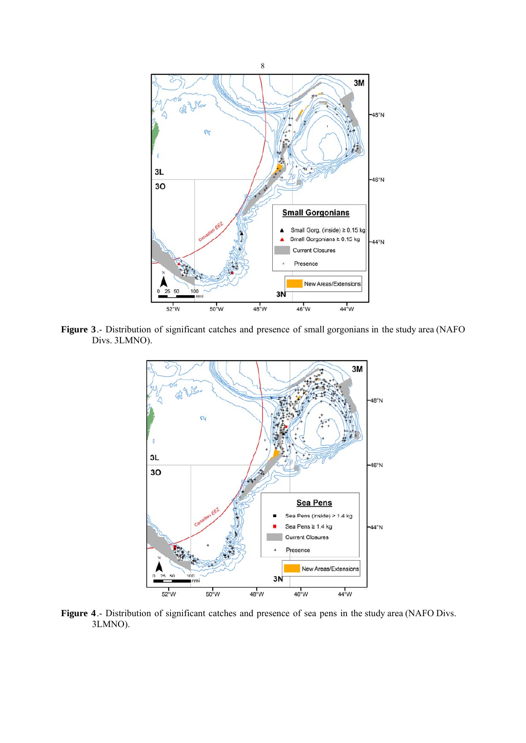**Figure 3**.- Distribution of significant catches and presence of small gorgonians in the study area (NAFO Divs. 3LMNO).

**Figure 4**.- Distribution of significant catches and presence of sea pens in the study area (NAFO Divs. 3LMNO).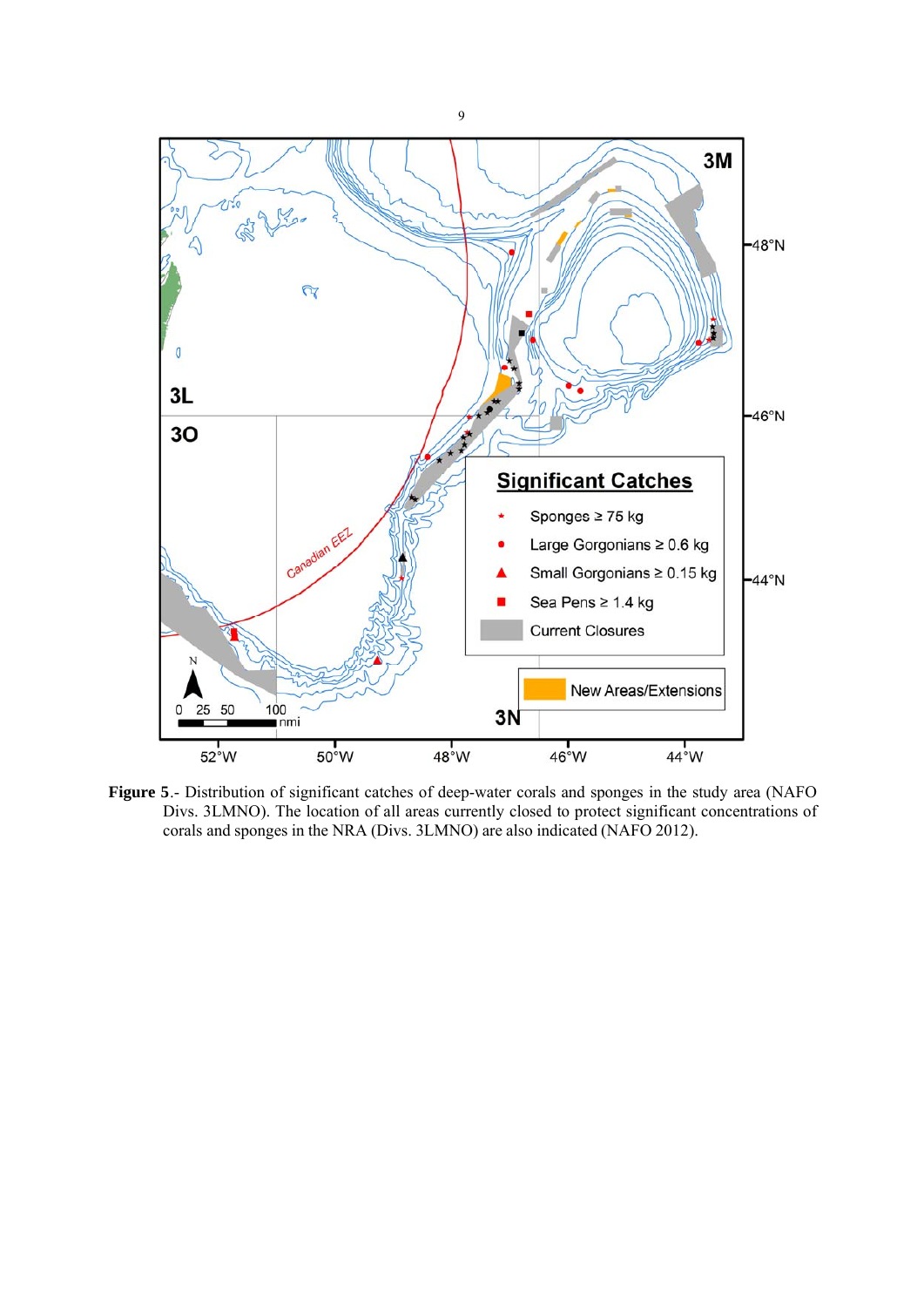3M

48°N

3L

46°N

3O

Significant Catches

Sponges ≥ 75 kg

Large Gorgonians ≥ 0.6 kg

Small Gorgonians ≥ 0.15 kg

Sea Pens ≥ 1.4 kg

Current Closures

New Areas/Extensions

Canadian EEZ

44°N

N

0 25 50 100 nmi

3N

52°W 50°W 48°W 46°W 44°W

**Figure 5**.- Distribution of significant catches of deep-water corals and sponges in the study area (NAFO Divs. 3LMNO). The location of all areas currently closed to protect significant concentrations of corals and sponges in the NRA (Divs. 3LMNO) are also indicated (NAFO 2012).